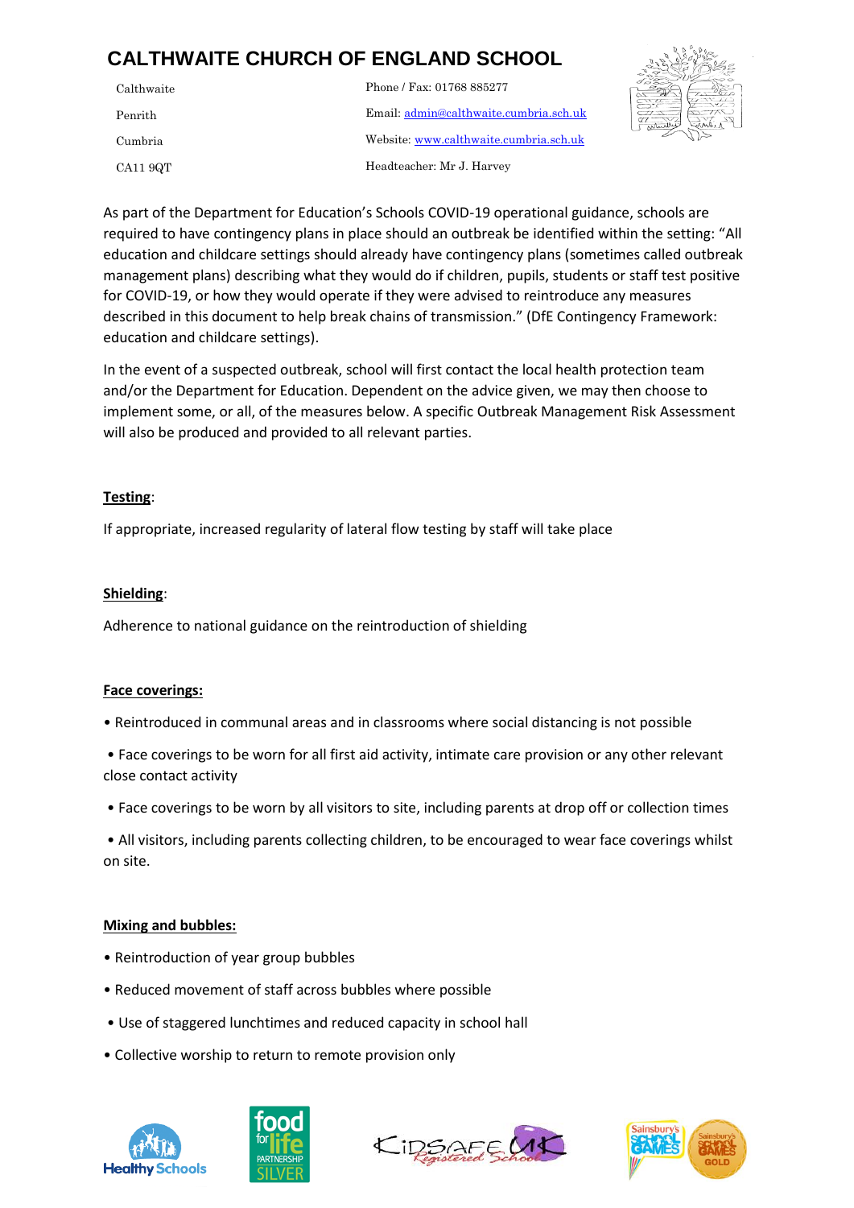# CALTHWAITE CHURCH OF ENGLAND SCHOOL

Calthwaite
Penrith
Cumbria
CA11 9QT

Phone / Fax: 01768 885277
Email: admin@calthwaite.cumbria.sch.uk
Website: www.calthwaite.cumbria.sch.uk
Headteacher: Mr J. Harvey

As part of the Department for Education's Schools COVID-19 operational guidance, schools are required to have contingency plans in place should an outbreak be identified within the setting: "All education and childcare settings should already have contingency plans (sometimes called outbreak management plans) describing what they would do if children, pupils, students or staff test positive for COVID-19, or how they would operate if they were advised to reintroduce any measures described in this document to help break chains of transmission." (DfE Contingency Framework: education and childcare settings).

In the event of a suspected outbreak, school will first contact the local health protection team and/or the Department for Education. Dependent on the advice given, we may then choose to implement some, or all, of the measures below. A specific Outbreak Management Risk Assessment will also be produced and provided to all relevant parties.

**Testing**:

If appropriate, increased regularity of lateral flow testing by staff will take place

**Shielding**:

Adherence to national guidance on the reintroduction of shielding

**Face coverings:**

- Reintroduced in communal areas and in classrooms where social distancing is not possible
- Face coverings to be worn for all first aid activity, intimate care provision or any other relevant close contact activity
- Face coverings to be worn by all visitors to site, including parents at drop off or collection times
- All visitors, including parents collecting children, to be encouraged to wear face coverings whilst on site.

**Mixing and bubbles:**

- Reintroduction of year group bubbles
- Reduced movement of staff across bubbles where possible
- Use of staggered lunchtimes and reduced capacity in school hall
- Collective worship to return to remote provision only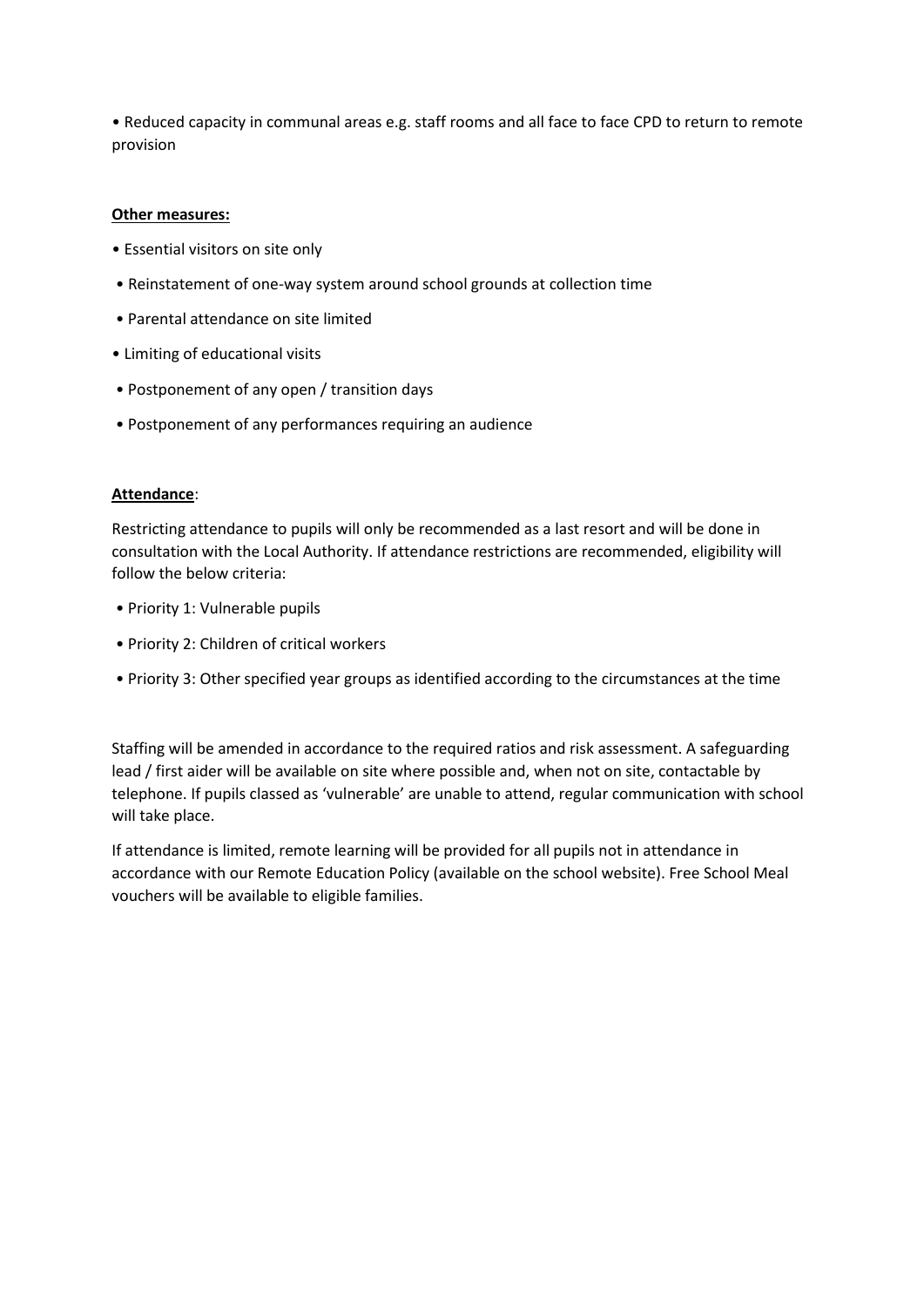- Reduced capacity in communal areas e.g. staff rooms and all face to face CPD to return to remote provision

**Other measures:**

- Essential visitors on site only
- Reinstatement of one-way system around school grounds at collection time
- Parental attendance on site limited
- Limiting of educational visits
- Postponement of any open / transition days
- Postponement of any performances requiring an audience

**Attendance**:

Restricting attendance to pupils will only be recommended as a last resort and will be done in consultation with the Local Authority. If attendance restrictions are recommended, eligibility will follow the below criteria:

- Priority 1: Vulnerable pupils
- Priority 2: Children of critical workers
- Priority 3: Other specified year groups as identified according to the circumstances at the time

Staffing will be amended in accordance to the required ratios and risk assessment. A safeguarding lead / first aider will be available on site where possible and, when not on site, contactable by telephone. If pupils classed as 'vulnerable' are unable to attend, regular communication with school will take place.

If attendance is limited, remote learning will be provided for all pupils not in attendance in accordance with our Remote Education Policy (available on the school website). Free School Meal vouchers will be available to eligible families.